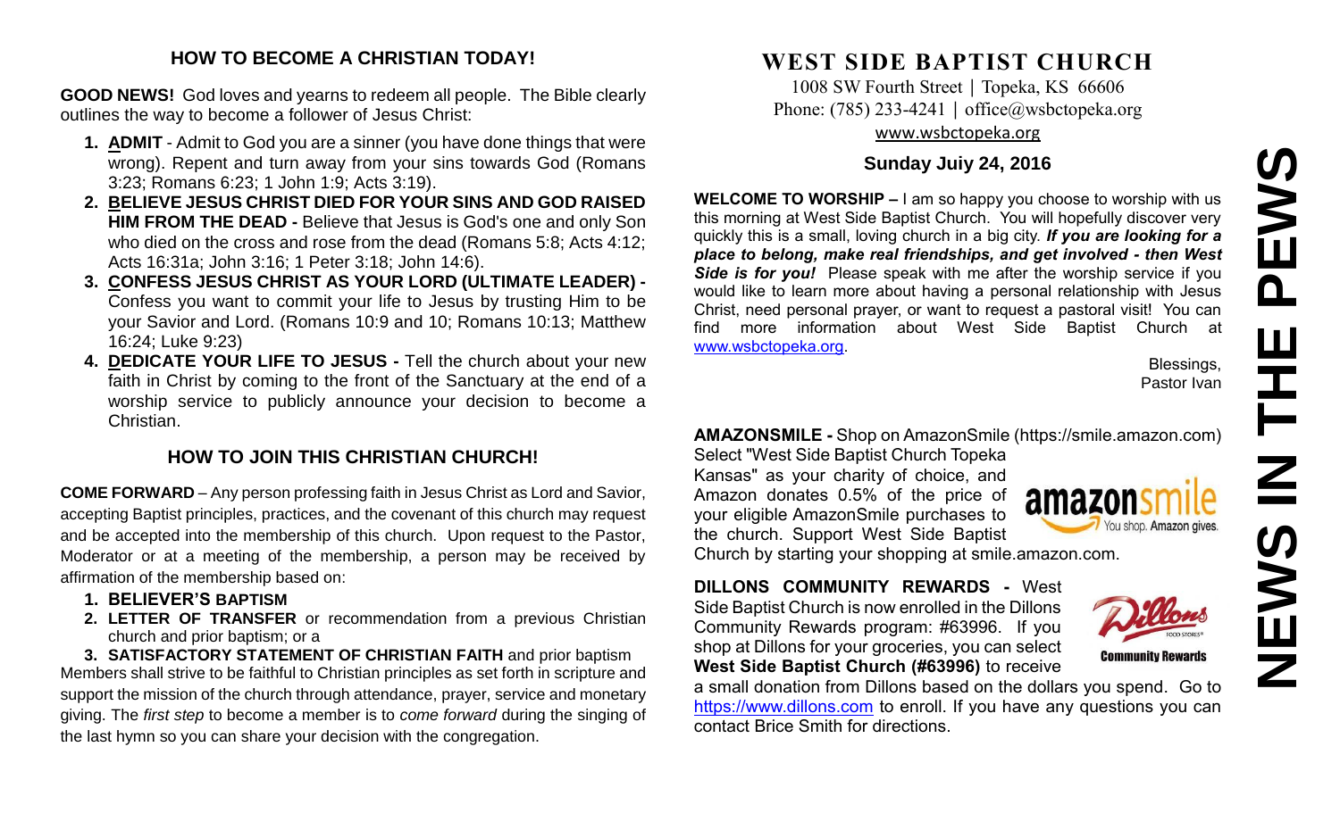## HOW TO BECOME A CHRISTIAN TODAY!

**GOOD NEWS!** God loves and yearns to redeem all people. The Bible clearly outlines the way to become a follower of Jesus Christ:

1. **ADMIT** - Admit to God you are a sinner (you have done things that were wrong). Repent and turn away from your sins towards God (Romans 3:23; Romans 6:23; 1 John 1:9; Acts 3:19).
2. **BELIEVE JESUS CHRIST DIED FOR YOUR SINS AND GOD RAISED HIM FROM THE DEAD -** Believe that Jesus is God's one and only Son who died on the cross and rose from the dead (Romans 5:8; Acts 4:12; Acts 16:31a; John 3:16; 1 Peter 3:18; John 14:6).
3. **CONFESS JESUS CHRIST AS YOUR LORD (ULTIMATE LEADER) -** Confess you want to commit your life to Jesus by trusting Him to be your Savior and Lord. (Romans 10:9 and 10; Romans 10:13; Matthew 16:24; Luke 9:23)
4. **DEDICATE YOUR LIFE TO JESUS -** Tell the church about your new faith in Christ by coming to the front of the Sanctuary at the end of a worship service to publicly announce your decision to become a Christian.

## HOW TO JOIN THIS CHRISTIAN CHURCH!

**COME FORWARD** – Any person professing faith in Jesus Christ as Lord and Savior, accepting Baptist principles, practices, and the covenant of this church may request and be accepted into the membership of this church. Upon request to the Pastor, Moderator or at a meeting of the membership, a person may be received by affirmation of the membership based on:

1. **BELIEVER'S BAPTISM**
2. **LETTER OF TRANSFER** or recommendation from a previous Christian church and prior baptism; or a
3. **SATISFACTORY STATEMENT OF CHRISTIAN FAITH** and prior baptism

Members shall strive to be faithful to Christian principles as set forth in scripture and support the mission of the church through attendance, prayer, service and monetary giving. The *first step* to become a member is to *come forward* during the singing of the last hymn so you can share your decision with the congregation.

# WEST SIDE BAPTIST CHURCH

1008 SW Fourth Street | Topeka, KS 66606
Phone: (785) 233-4241 | office@wsbctopeka.org
www.wsbctopeka.org

### Sunday Juiy 24, 2016

# NEWS IN THE PEWS

**WELCOME TO WORSHIP –** I am so happy you choose to worship with us this morning at West Side Baptist Church. You will hopefully discover very quickly this is a small, loving church in a big city. ***If you are looking for a place to belong, make real friendships, and get involved - then West Side is for you!*** Please speak with me after the worship service if you would like to learn more about having a personal relationship with Jesus Christ, need personal prayer, or want to request a pastoral visit! You can find more information about West Side Baptist Church at www.wsbctopeka.org.

Blessings,
Pastor Ivan

**AMAZONSMILE -** Shop on AmazonSmile (https://smile.amazon.com) Select "West Side Baptist Church Topeka Kansas" as your charity of choice, and Amazon donates 0.5% of the price of your eligible AmazonSmile purchases to the church. Support West Side Baptist Church by starting your shopping at smile.amazon.com.

**DILLONS COMMUNITY REWARDS -** West Side Baptist Church is now enrolled in the Dillons Community Rewards program: #63996. If you shop at Dillons for your groceries, you can select **West Side Baptist Church (#63996)** to receive a small donation from Dillons based on the dollars you spend. Go to https://www.dillons.com to enroll. If you have any questions you can contact Brice Smith for directions.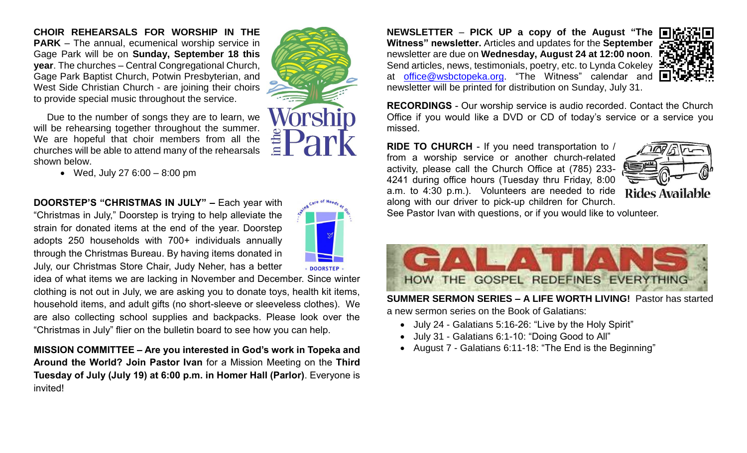**CHOIR REHEARSALS FOR WORSHIP IN THE PARK** – The annual, ecumenical worship service in Gage Park will be on **Sunday, September 18 this year**. The churches – Central Congregational Church, Gage Park Baptist Church, Potwin Presbyterian, and West Side Christian Church - are joining their choirs to provide special music throughout the service.

Due to the number of songs they are to learn, we will be rehearsing together throughout the summer. We are hopeful that choir members from all the churches will be able to attend many of the rehearsals shown below.

- Wed, July 27 6:00 – 8:00 pm

**DOORSTEP'S "CHRISTMAS IN JULY" –** Each year with "Christmas in July," Doorstep is trying to help alleviate the strain for donated items at the end of the year. Doorstep adopts 250 households with 700+ individuals annually through the Christmas Bureau. By having items donated in July, our Christmas Store Chair, Judy Neher, has a better idea of what items we are lacking in November and December. Since winter clothing is not out in July, we are asking you to donate toys, health kit items, household items, and adult gifts (no short-sleeve or sleeveless clothes). We are also collecting school supplies and backpacks. Please look over the "Christmas in July" flier on the bulletin board to see how you can help.

**MISSION COMMITTEE – Are you interested in God's work in Topeka and Around the World? Join Pastor Ivan** for a Mission Meeting on the **Third Tuesday of July (July 19) at 6:00 p.m. in Homer Hall (Parlor)**. Everyone is invited!

**NEWSLETTER** – **PICK UP a copy of the August "The Witness" newsletter.** Articles and updates for the **September** newsletter are due on **Wednesday, August 24 at 12:00 noon**. Send articles, news, testimonials, poetry, etc. to Lynda Cokeley at office@wsbctopeka.org. "The Witness" calendar and newsletter will be printed for distribution on Sunday, July 31.

**RECORDINGS** - Our worship service is audio recorded. Contact the Church Office if you would like a DVD or CD of today's service or a service you missed.

**RIDE TO CHURCH** - If you need transportation to / from a worship service or another church-related activity, please call the Church Office at (785) 233-4241 during office hours (Tuesday thru Friday, 8:00 a.m. to 4:30 p.m.). Volunteers are needed to ride along with our driver to pick-up children for Church. See Pastor Ivan with questions, or if you would like to volunteer.

**GALATIANS: HOW THE GOSPEL REDEFINES EVERYTHING**

**SUMMER SERMON SERIES – A LIFE WORTH LIVING!** Pastor has started a new sermon series on the Book of Galatians:

- July 24 - Galatians 5:16-26: "Live by the Holy Spirit"
- July 31 - Galatians 6:1-10: "Doing Good to All"
- August 7 - Galatians 6:11-18: "The End is the Beginning"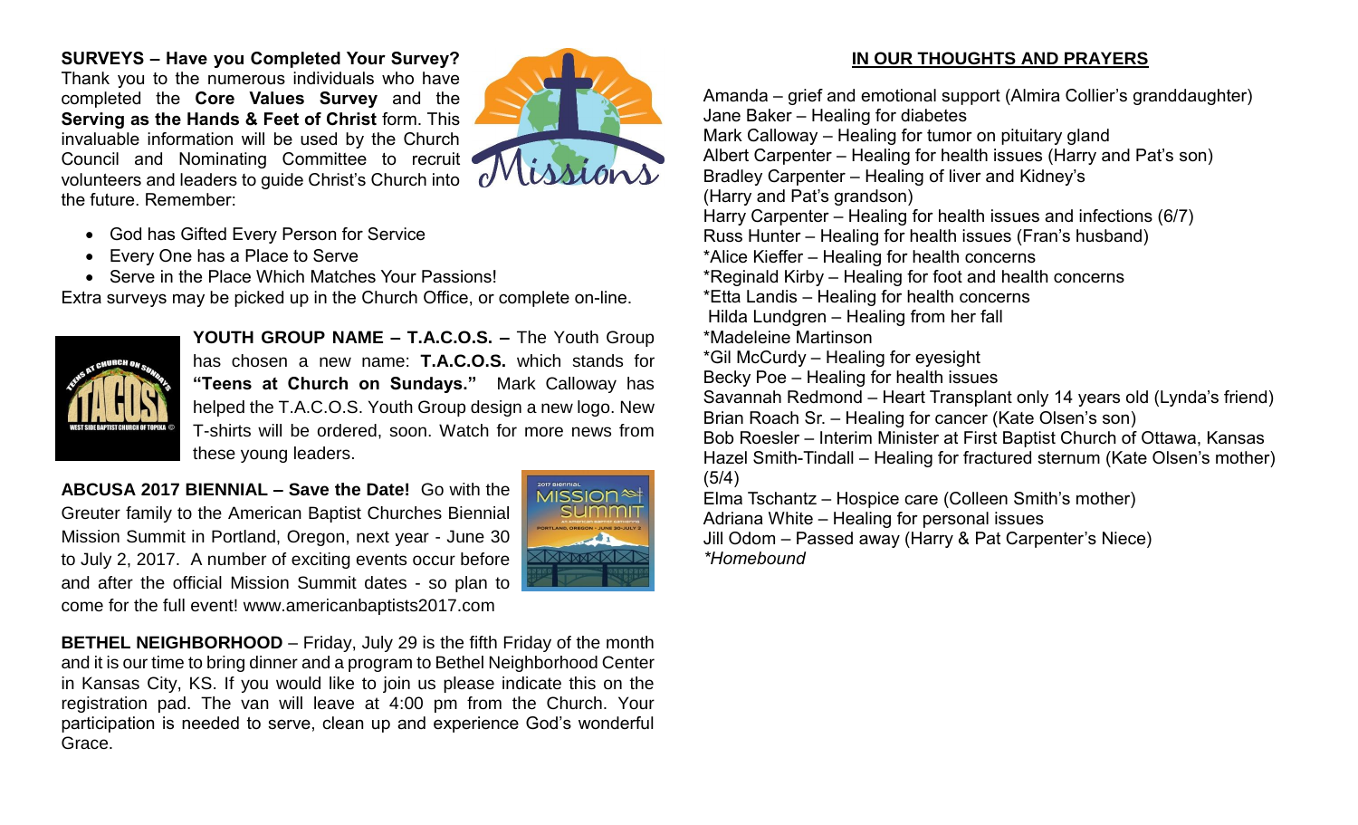**SURVEYS – Have you Completed Your Survey?** Thank you to the numerous individuals who have completed the **Core Values Survey** and the **Serving as the Hands & Feet of Christ** form. This invaluable information will be used by the Church Council and Nominating Committee to recruit volunteers and leaders to guide Christ's Church into the future. Remember:

- God has Gifted Every Person for Service
- Every One has a Place to Serve
- Serve in the Place Which Matches Your Passions!

Extra surveys may be picked up in the Church Office, or complete on-line.

**YOUTH GROUP NAME – T.A.C.O.S. –** The Youth Group has chosen a new name: **T.A.C.O.S.** which stands for **"Teens at Church on Sundays."** Mark Calloway has helped the T.A.C.O.S. Youth Group design a new logo. New T-shirts will be ordered, soon. Watch for more news from these young leaders.

**ABCUSA 2017 BIENNIAL – Save the Date!** Go with the Greuter family to the American Baptist Churches Biennial Mission Summit in Portland, Oregon, next year - June 30 to July 2, 2017. A number of exciting events occur before and after the official Mission Summit dates - so plan to come for the full event! www.americanbaptists2017.com

**BETHEL NEIGHBORHOOD** – Friday, July 29 is the fifth Friday of the month and it is our time to bring dinner and a program to Bethel Neighborhood Center in Kansas City, KS. If you would like to join us please indicate this on the registration pad. The van will leave at 4:00 pm from the Church. Your participation is needed to serve, clean up and experience God's wonderful Grace.

## IN OUR THOUGHTS AND PRAYERS

Amanda – grief and emotional support (Almira Collier's granddaughter)
Jane Baker – Healing for diabetes
Mark Calloway – Healing for tumor on pituitary gland
Albert Carpenter – Healing for health issues (Harry and Pat's son)
Bradley Carpenter – Healing of liver and Kidney's
(Harry and Pat's grandson)
Harry Carpenter – Healing for health issues and infections (6/7)
Russ Hunter – Healing for health issues (Fran's husband)
*Alice Kieffer – Healing for health concerns
*Reginald Kirby – Healing for foot and health concerns
*Etta Landis – Healing for health concerns
Hilda Lundgren – Healing from her fall
*Madeleine Martinson
*Gil McCurdy – Healing for eyesight
Becky Poe – Healing for health issues
Savannah Redmond – Heart Transplant only 14 years old (Lynda's friend)
Brian Roach Sr. – Healing for cancer (Kate Olsen's son)
Bob Roesler – Interim Minister at First Baptist Church of Ottawa, Kansas
Hazel Smith-Tindall – Healing for fractured sternum (Kate Olsen's mother) (5/4)
Elma Tschantz – Hospice care (Colleen Smith's mother)
Adriana White – Healing for personal issues
Jill Odom – Passed away (Harry & Pat Carpenter's Niece)
*\*Homebound*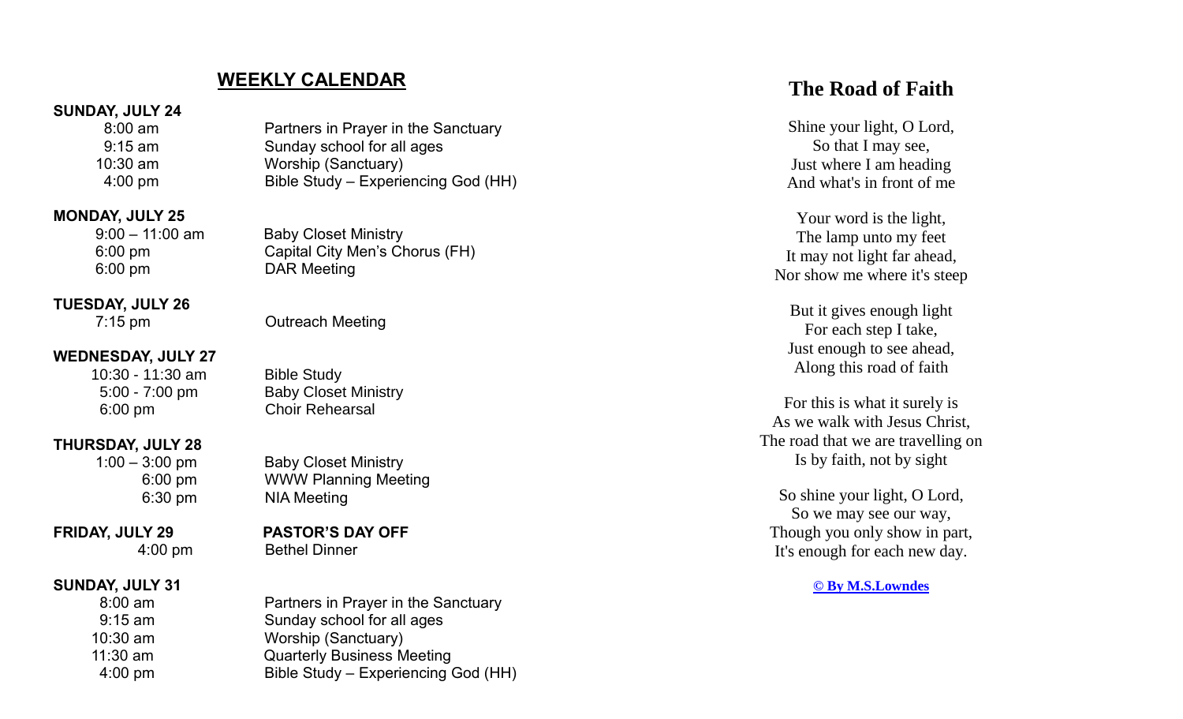## WEEKLY CALENDAR

**SUNDAY, JULY 24**

| | |
|---|---|
| 8:00 am | Partners in Prayer in the Sanctuary |
| 9:15 am | Sunday school for all ages |
| 10:30 am | Worship (Sanctuary) |
| 4:00 pm | Bible Study – Experiencing God (HH) |

**MONDAY, JULY 25**

| | |
|---|---|
| 9:00 – 11:00 am | Baby Closet Ministry |
| 6:00 pm | Capital City Men's Chorus (FH) |
| 6:00 pm | DAR Meeting |

**TUESDAY, JULY 26**

| | |
|---|---|
| 7:15 pm | Outreach Meeting |

**WEDNESDAY, JULY 27**

| | |
|---|---|
| 10:30 - 11:30 am | Bible Study |
| 5:00 - 7:00 pm | Baby Closet Ministry |
| 6:00 pm | Choir Rehearsal |

**THURSDAY, JULY 28**

| | |
|---|---|
| 1:00 – 3:00 pm | Baby Closet Ministry |
| 6:00 pm | WWW Planning Meeting |
| 6:30 pm | NIA Meeting |

**FRIDAY, JULY 29** **PASTOR'S DAY OFF**

| | |
|---|---|
| 4:00 pm | Bethel Dinner |

**SUNDAY, JULY 31**

| | |
|---|---|
| 8:00 am | Partners in Prayer in the Sanctuary |
| 9:15 am | Sunday school for all ages |
| 10:30 am | Worship (Sanctuary) |
| 11:30 am | Quarterly Business Meeting |
| 4:00 pm | Bible Study – Experiencing God (HH) |

## The Road of Faith

Shine your light, O Lord,
So that I may see,
Just where I am heading
And what's in front of me

Your word is the light,
The lamp unto my feet
It may not light far ahead,
Nor show me where it's steep

But it gives enough light
For each step I take,
Just enough to see ahead,
Along this road of faith

For this is what it surely is
As we walk with Jesus Christ,
The road that we are travelling on
Is by faith, not by sight

So shine your light, O Lord,
So we may see our way,
Though you only show in part,
It's enough for each new day.

**© By M.S.Lowndes**